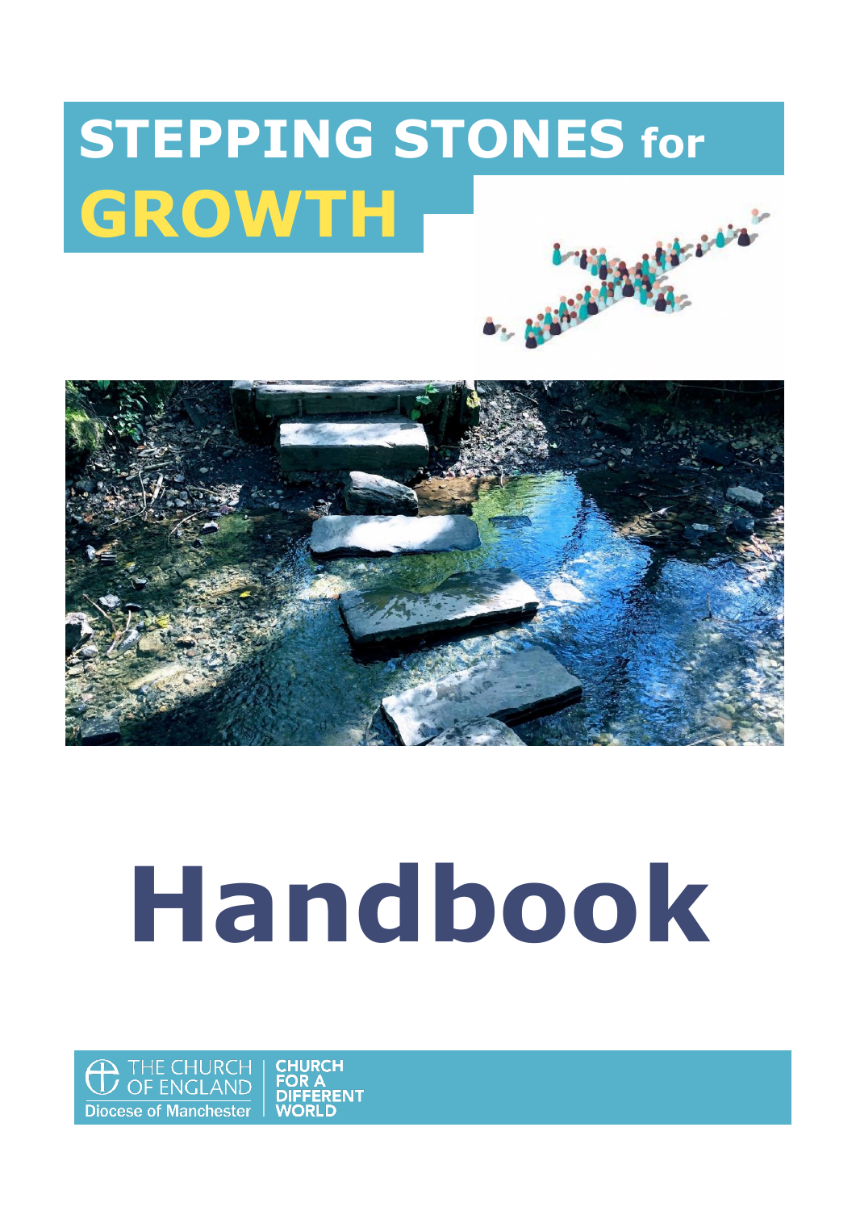# STEPPING STONES for GROWTH

# Handbook

THE CHURCH OF ENGLAND
Diocese of Manchester

CHURCH FOR A DIFFERENT WORLD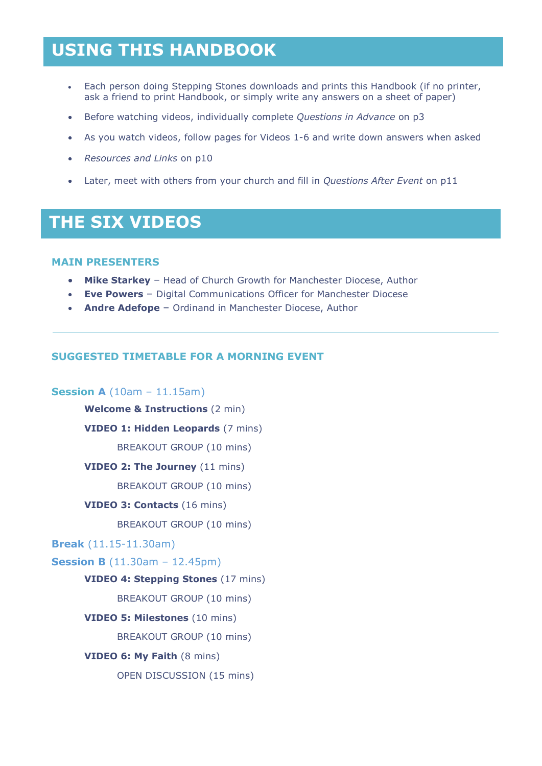# USING THIS HANDBOOK

- Each person doing Stepping Stones downloads and prints this Handbook (if no printer, ask a friend to print Handbook, or simply write any answers on a sheet of paper)
- Before watching videos, individually complete *Questions in Advance* on p3
- As you watch videos, follow pages for Videos 1-6 and write down answers when asked
- *Resources and Links* on p10
- Later, meet with others from your church and fill in *Questions After Event* on p11

# THE SIX VIDEOS

### MAIN PRESENTERS

- **Mike Starkey** – Head of Church Growth for Manchester Diocese, Author
- **Eve Powers** – Digital Communications Officer for Manchester Diocese
- **Andre Adefope** – Ordinand in Manchester Diocese, Author

---

### SUGGESTED TIMETABLE FOR A MORNING EVENT

**Session A** (10am – 11.15am)

- **Welcome & Instructions** (2 min)
- **VIDEO 1: Hidden Leopards** (7 mins)
  - BREAKOUT GROUP (10 mins)
- **VIDEO 2: The Journey** (11 mins)
  - BREAKOUT GROUP (10 mins)
- **VIDEO 3: Contacts** (16 mins)
  - BREAKOUT GROUP (10 mins)

**Break** (11.15-11.30am)

**Session B** (11.30am – 12.45pm)

- **VIDEO 4: Stepping Stones** (17 mins)
  - BREAKOUT GROUP (10 mins)
- **VIDEO 5: Milestones** (10 mins)
  - BREAKOUT GROUP (10 mins)
- **VIDEO 6: My Faith** (8 mins)
  - OPEN DISCUSSION (15 mins)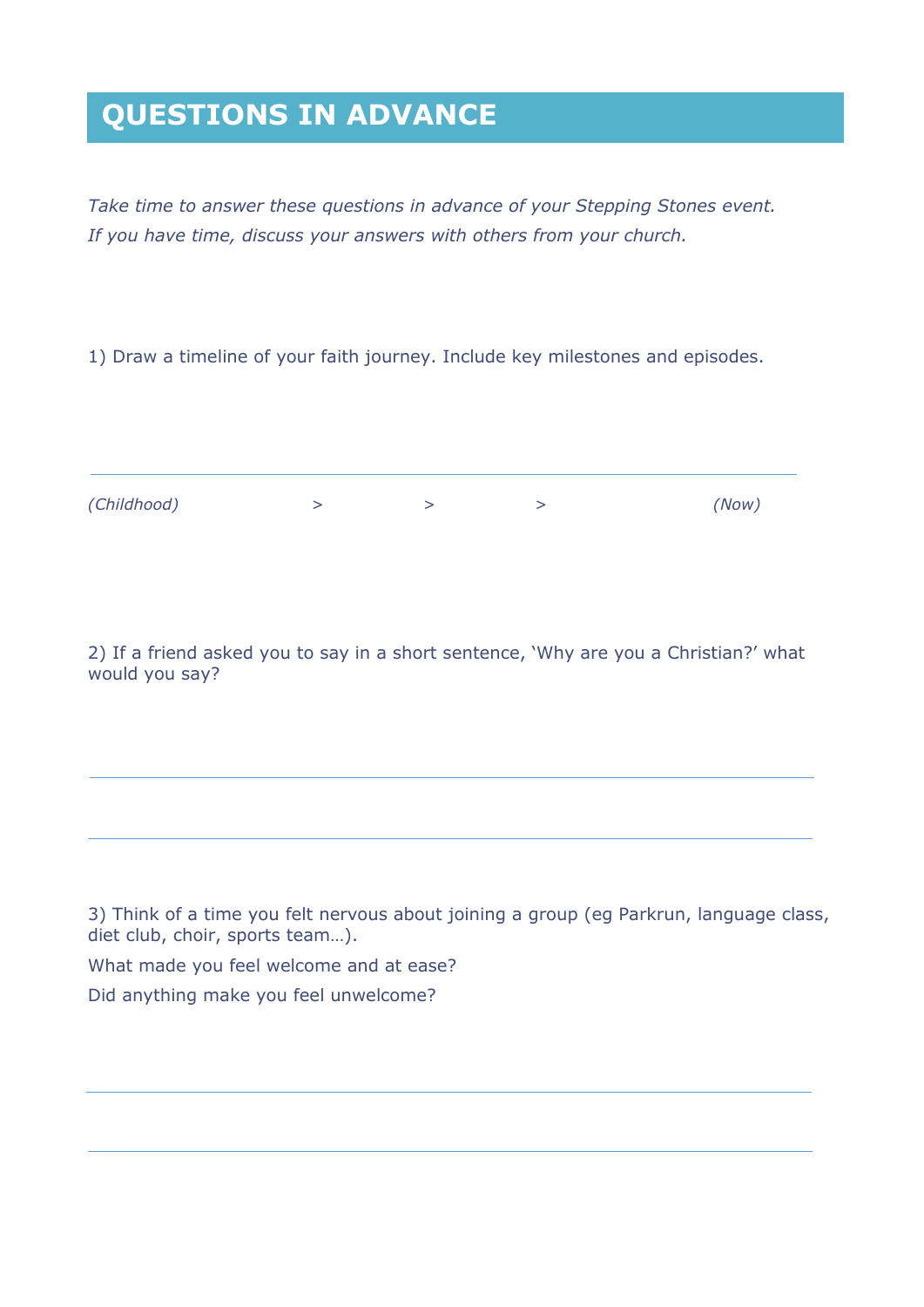# QUESTIONS IN ADVANCE

*Take time to answer these questions in advance of your Stepping Stones event.*
*If you have time, discuss your answers with others from your church.*

1) Draw a timeline of your faith journey. Include key milestones and episodes.

*(Childhood)* > > > *(Now)*

2) If a friend asked you to say in a short sentence, 'Why are you a Christian?' what would you say?

3) Think of a time you felt nervous about joining a group (eg Parkrun, language class, diet club, choir, sports team…).

What made you feel welcome and at ease?

Did anything make you feel unwelcome?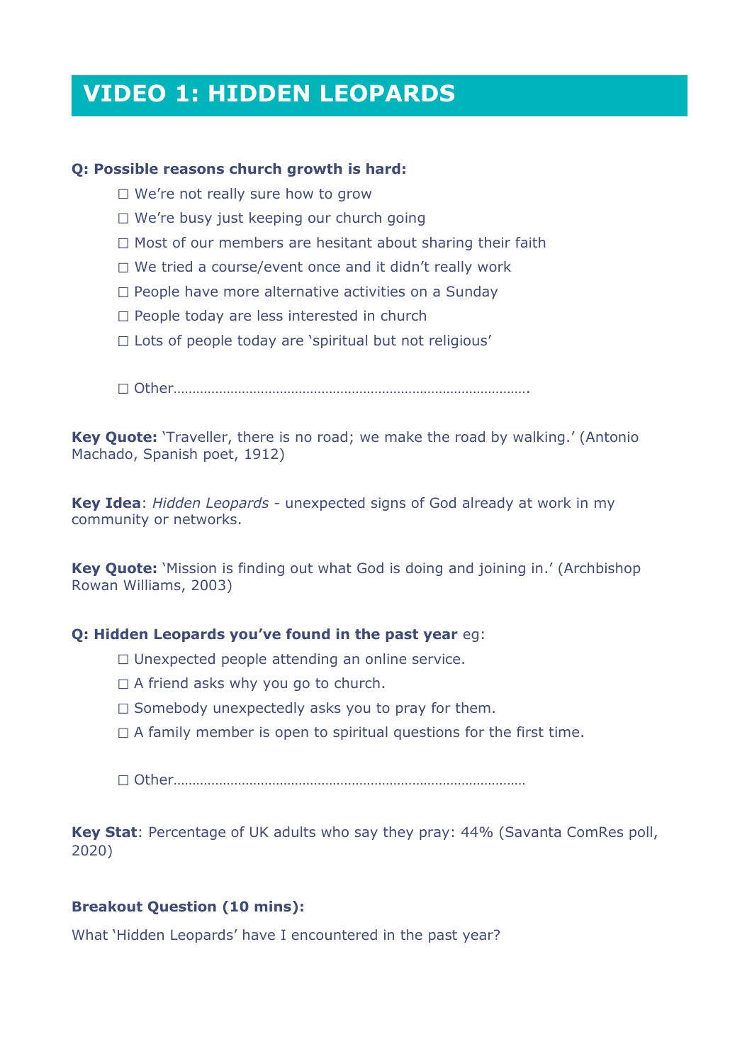# VIDEO 1: HIDDEN LEOPARDS

**Q: Possible reasons church growth is hard:**

- ☐ We're not really sure how to grow
- ☐ We're busy just keeping our church going
- ☐ Most of our members are hesitant about sharing their faith
- ☐ We tried a course/event once and it didn't really work
- ☐ People have more alternative activities on a Sunday
- ☐ People today are less interested in church
- ☐ Lots of people today are 'spiritual but not religious'

- ☐ Other…………………………………………………………………………………….

**Key Quote:** 'Traveller, there is no road; we make the road by walking.' (Antonio Machado, Spanish poet, 1912)

**Key Idea**: *Hidden Leopards* - unexpected signs of God already at work in my community or networks.

**Key Quote:** 'Mission is finding out what God is doing and joining in.' (Archbishop Rowan Williams, 2003)

**Q: Hidden Leopards you've found in the past year** eg:

- ☐ Unexpected people attending an online service.
- ☐ A friend asks why you go to church.
- ☐ Somebody unexpectedly asks you to pray for them.
- ☐ A family member is open to spiritual questions for the first time.

- ☐ Other……………………………………………………………………………………

**Key Stat**: Percentage of UK adults who say they pray: 44% (Savanta ComRes poll, 2020)

**Breakout Question (10 mins):**

What 'Hidden Leopards' have I encountered in the past year?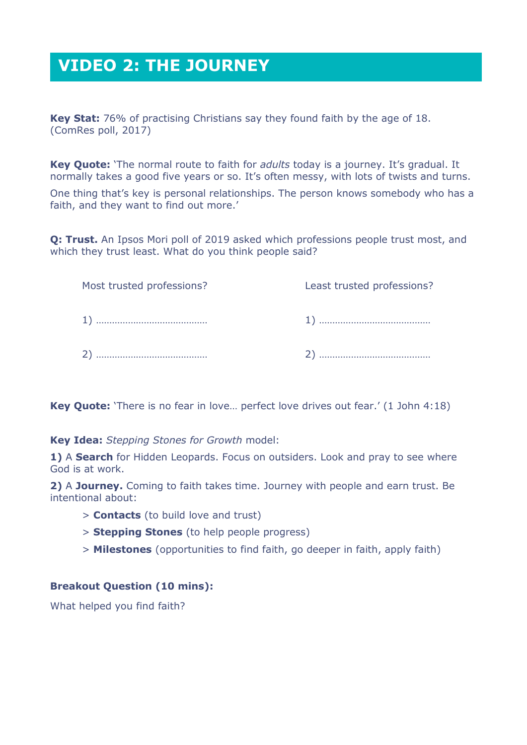# VIDEO 2: THE JOURNEY

**Key Stat:** 76% of practising Christians say they found faith by the age of 18. (ComRes poll, 2017)

**Key Quote:** 'The normal route to faith for *adults* today is a journey. It's gradual. It normally takes a good five years or so. It's often messy, with lots of twists and turns.

One thing that's key is personal relationships. The person knows somebody who has a faith, and they want to find out more.'

**Q: Trust.** An Ipsos Mori poll of 2019 asked which professions people trust most, and which they trust least. What do you think people said?

| Most trusted professions? | Least trusted professions? |
| --- | --- |
| 1) ……………………………………… | 1) ……………………………………… |
| 2) ……………………………………… | 2) ……………………………………… |

**Key Quote:** 'There is no fear in love… perfect love drives out fear.' (1 John 4:18)

**Key Idea:** *Stepping Stones for Growth* model:

**1)** A **Search** for Hidden Leopards. Focus on outsiders. Look and pray to see where God is at work.

**2)** A **Journey.** Coming to faith takes time. Journey with people and earn trust. Be intentional about:

> **Contacts** (to build love and trust)

> **Stepping Stones** (to help people progress)

> **Milestones** (opportunities to find faith, go deeper in faith, apply faith)

**Breakout Question (10 mins):**

What helped you find faith?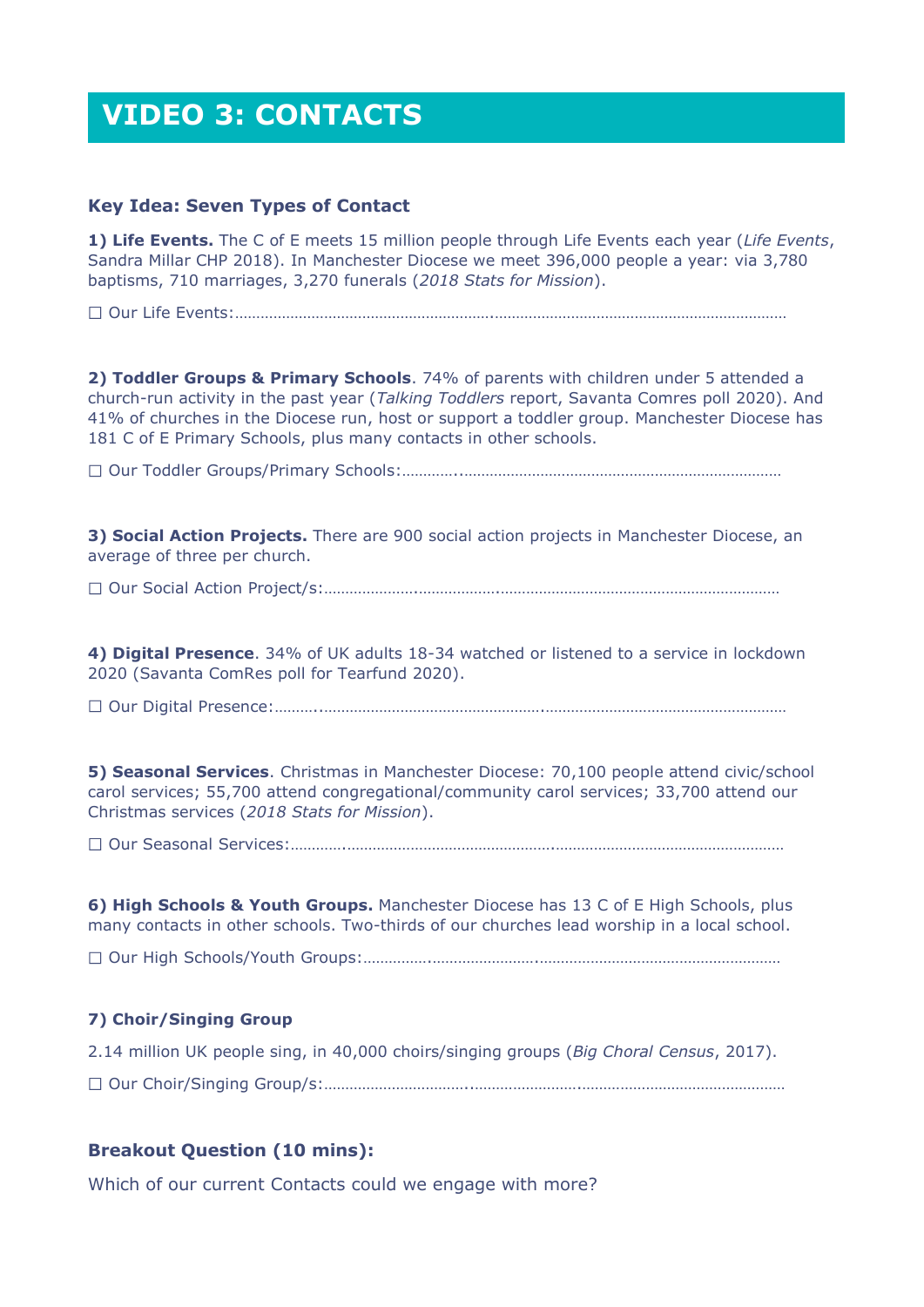# VIDEO 3: CONTACTS

### Key Idea: Seven Types of Contact

**1) Life Events.** The C of E meets 15 million people through Life Events each year (*Life Events*, Sandra Millar CHP 2018). In Manchester Diocese we meet 396,000 people a year: via 3,780 baptisms, 710 marriages, 3,270 funerals (*2018 Stats for Mission*).

☐ Our Life Events:……………………………………………………………………………………………………………………

**2) Toddler Groups & Primary Schools**. 74% of parents with children under 5 attended a church-run activity in the past year (*Talking Toddlers* report, Savanta Comres poll 2020). And 41% of churches in the Diocese run, host or support a toddler group. Manchester Diocese has 181 C of E Primary Schools, plus many contacts in other schools.

☐ Our Toddler Groups/Primary Schools:…………………………………………………………………………………

**3) Social Action Projects.** There are 900 social action projects in Manchester Diocese, an average of three per church.

☐ Our Social Action Project/s:…………………………………………………………………………………………………

**4) Digital Presence**. 34% of UK adults 18-34 watched or listened to a service in lockdown 2020 (Savanta ComRes poll for Tearfund 2020).

☐ Our Digital Presence:……………………………………………………………………………………………………………

**5) Seasonal Services**. Christmas in Manchester Diocese: 70,100 people attend civic/school carol services; 55,700 attend congregational/community carol services; 33,700 attend our Christmas services (*2018 Stats for Mission*).

☐ Our Seasonal Services:…………………………………………………………………………………………………………

**6) High Schools & Youth Groups.** Manchester Diocese has 13 C of E High Schools, plus many contacts in other schools. Two-thirds of our churches lead worship in a local school.

☐ Our High Schools/Youth Groups:…………………………………………………………………………………………

**7) Choir/Singing Group**

2.14 million UK people sing, in 40,000 choirs/singing groups (*Big Choral Census*, 2017).

☐ Our Choir/Singing Group/s:……………………………………………………………………………………………………

### Breakout Question (10 mins):

Which of our current Contacts could we engage with more?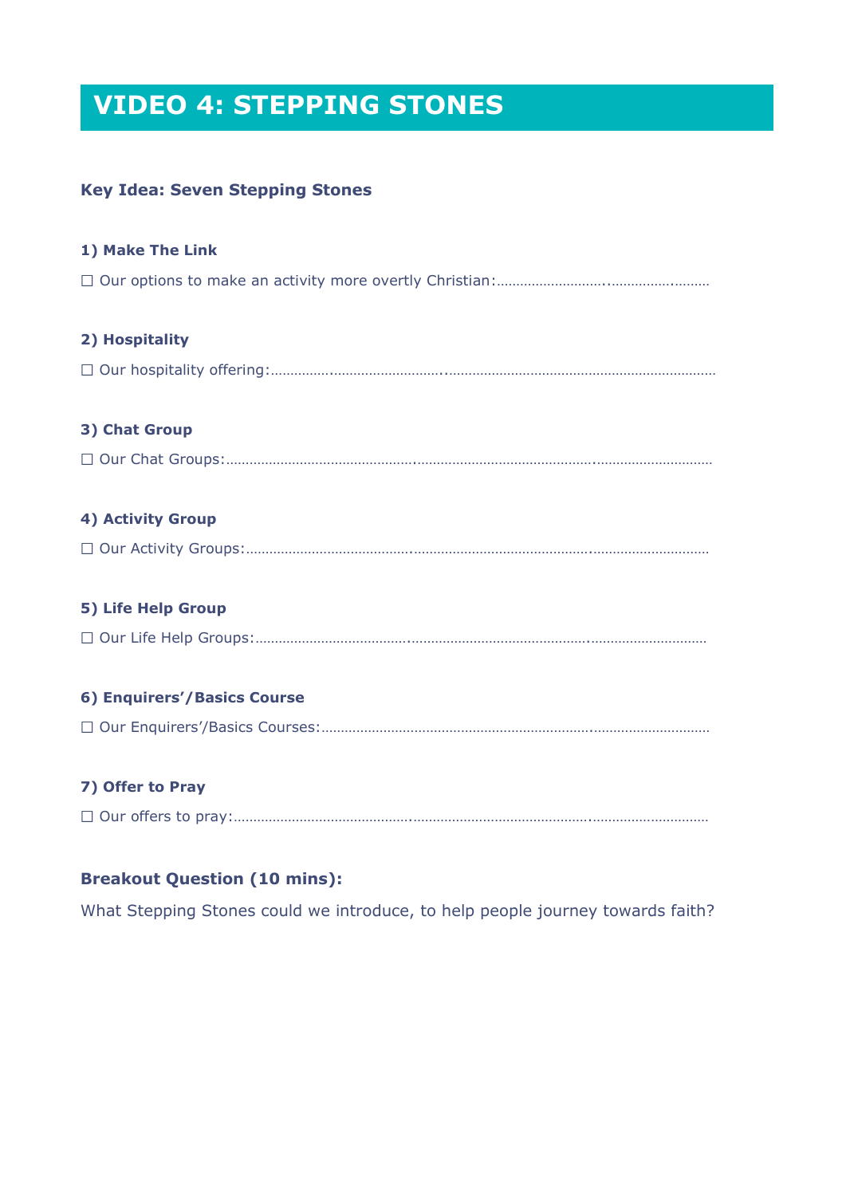# VIDEO 4: STEPPING STONES

### Key Idea: Seven Stepping Stones

**1) Make The Link**

☐ Our options to make an activity more overtly Christian:………………………..…………….………

**2) Hospitality**

☐ Our hospitality offering:……………..………………………..…………………………………………………………

**3) Chat Group**

☐ Our Chat Groups:……………………………………….……………………………………….…………………………

**4) Activity Group**

☐ Our Activity Groups:………………………………….……………………………………….…………………………

**5) Life Help Group**

☐ Our Life Help Groups:……………………………….……………………………………….…………………………

**6) Enquirers'/Basics Course**

☐ Our Enquirers'/Basics Courses:…………………………………………………………….…………………………

**7) Offer to Pray**

☐ Our offers to pray:…………………………………….……………………………………….…………………………

### Breakout Question (10 mins):

What Stepping Stones could we introduce, to help people journey towards faith?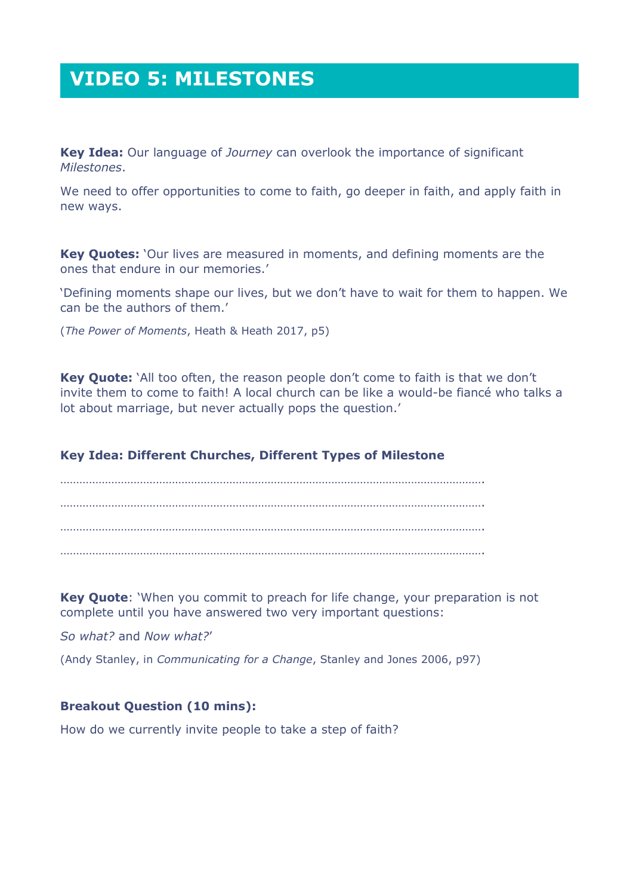# VIDEO 5: MILESTONES

**Key Idea:** Our language of *Journey* can overlook the importance of significant *Milestones*.

We need to offer opportunities to come to faith, go deeper in faith, and apply faith in new ways.

**Key Quotes:** 'Our lives are measured in moments, and defining moments are the ones that endure in our memories.'

'Defining moments shape our lives, but we don't have to wait for them to happen. We can be the authors of them.'

(*The Power of Moments*, Heath & Heath 2017, p5)

**Key Quote:** 'All too often, the reason people don't come to faith is that we don't invite them to come to faith! A local church can be like a would-be fiancé who talks a lot about marriage, but never actually pops the question.'

**Key Idea: Different Churches, Different Types of Milestone**

…………………………………………………………………………………………………………………….

…………………………………………………………………………………………………………………….

…………………………………………………………………………………………………………………….

…………………………………………………………………………………………………………………….

**Key Quote**: 'When you commit to preach for life change, your preparation is not complete until you have answered two very important questions:

*So what?* and *Now what?*'

(Andy Stanley, in *Communicating for a Change*, Stanley and Jones 2006, p97)

**Breakout Question (10 mins):**

How do we currently invite people to take a step of faith?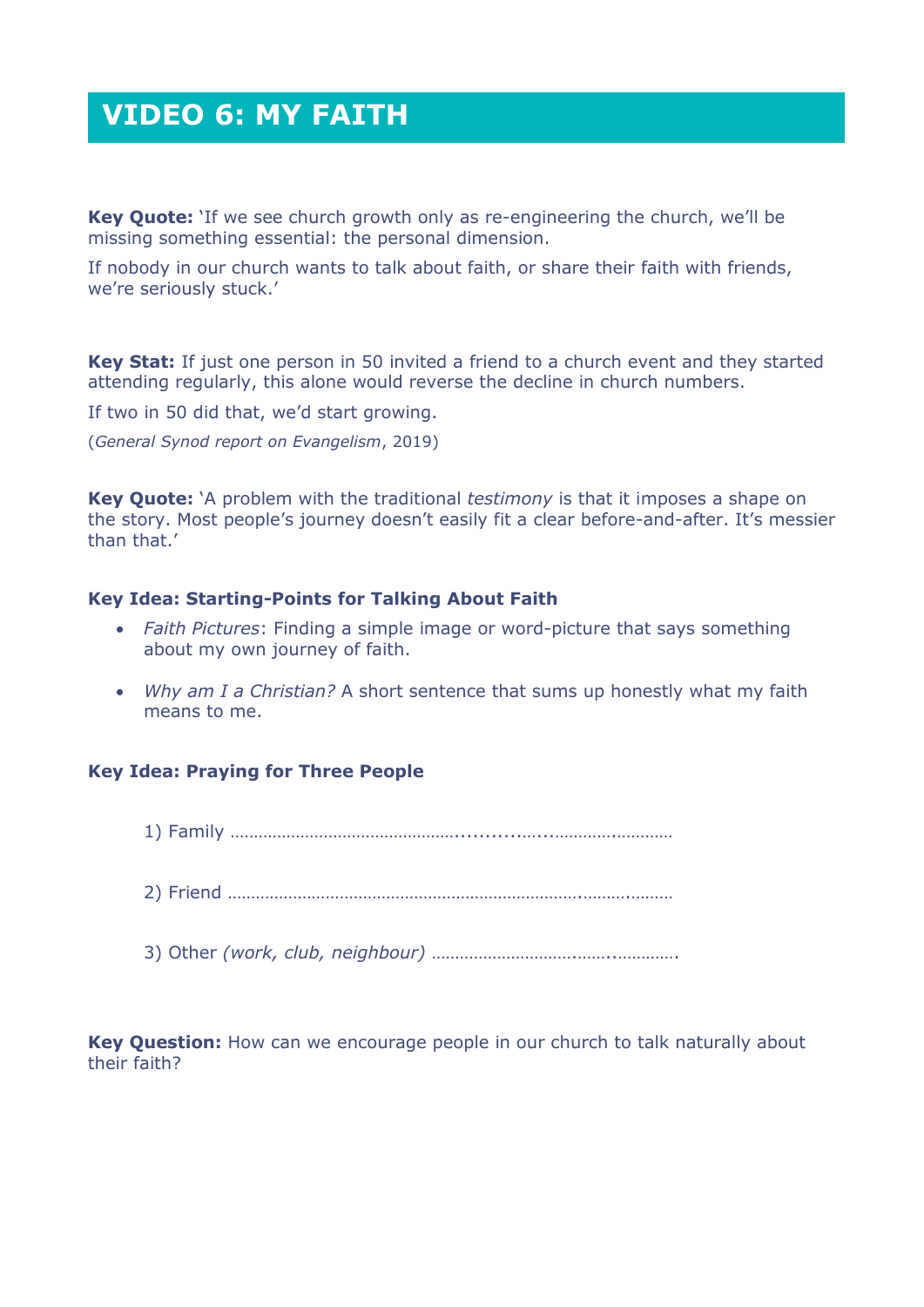# VIDEO 6: MY FAITH

**Key Quote:** 'If we see church growth only as re-engineering the church, we'll be missing something essential: the personal dimension.

If nobody in our church wants to talk about faith, or share their faith with friends, we're seriously stuck.'

**Key Stat:** If just one person in 50 invited a friend to a church event and they started attending regularly, this alone would reverse the decline in church numbers.

If two in 50 did that, we'd start growing.

(*General Synod report on Evangelism*, 2019)

**Key Quote:** 'A problem with the traditional *testimony* is that it imposes a shape on the story. Most people's journey doesn't easily fit a clear before-and-after. It's messier than that.'

**Key Idea: Starting-Points for Talking About Faith**

- *Faith Pictures*: Finding a simple image or word-picture that says something about my own journey of faith.
- *Why am I a Christian?* A short sentence that sums up honestly what my faith means to me.

**Key Idea: Praying for Three People**

1) Family …………………………………………………………………………

2) Friend …………………………………………………………………………

3) Other *(work, club, neighbour)* ……………………………………………….

**Key Question:** How can we encourage people in our church to talk naturally about their faith?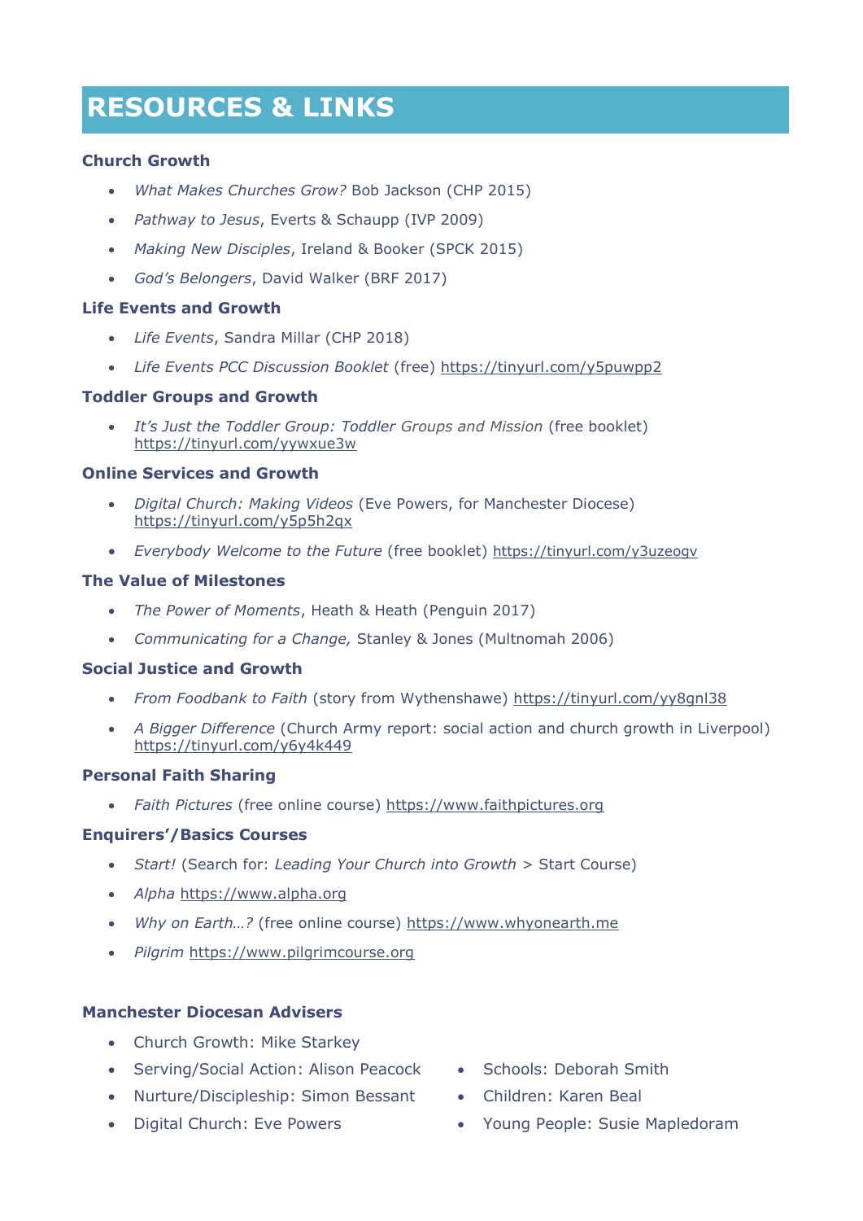# RESOURCES & LINKS

### Church Growth

- *What Makes Churches Grow?* Bob Jackson (CHP 2015)
- *Pathway to Jesus*, Everts & Schaupp (IVP 2009)
- *Making New Disciples*, Ireland & Booker (SPCK 2015)
- *God's Belongers*, David Walker (BRF 2017)

### Life Events and Growth

- *Life Events*, Sandra Millar (CHP 2018)
- *Life Events PCC Discussion Booklet* (free) https://tinyurl.com/y5puwpp2

### Toddler Groups and Growth

- *It's Just the Toddler Group: Toddler Groups and Mission* (free booklet) https://tinyurl.com/yywxue3w

### Online Services and Growth

- *Digital Church: Making Videos* (Eve Powers, for Manchester Diocese) https://tinyurl.com/y5p5h2qx
- *Everybody Welcome to the Future* (free booklet) https://tinyurl.com/y3uzeogv

### The Value of Milestones

- *The Power of Moments*, Heath & Heath (Penguin 2017)
- *Communicating for a Change,* Stanley & Jones (Multnomah 2006)

### Social Justice and Growth

- *From Foodbank to Faith* (story from Wythenshawe) https://tinyurl.com/yy8gnl38
- *A Bigger Difference* (Church Army report: social action and church growth in Liverpool) https://tinyurl.com/y6y4k449

### Personal Faith Sharing

- *Faith Pictures* (free online course) https://www.faithpictures.org

### Enquirers'/Basics Courses

- *Start!* (Search for: *Leading Your Church into Growth* > Start Course)
- *Alpha* https://www.alpha.org
- *Why on Earth…?* (free online course) https://www.whyonearth.me
- *Pilgrim* https://www.pilgrimcourse.org

### Manchester Diocesan Advisers

- Church Growth: Mike Starkey
- Serving/Social Action: Alison Peacock
- Nurture/Discipleship: Simon Bessant
- Digital Church: Eve Powers
- Schools: Deborah Smith
- Children: Karen Beal
- Young People: Susie Mapledoram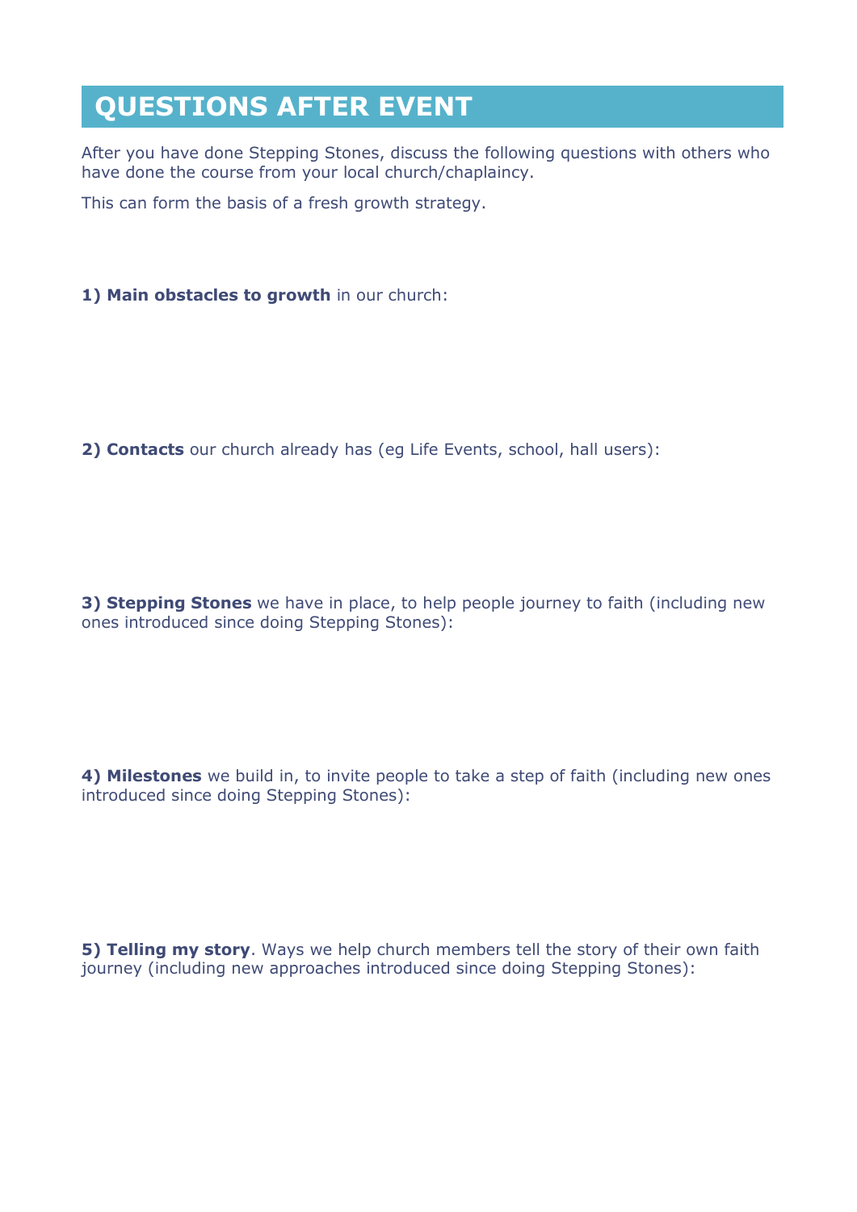# QUESTIONS AFTER EVENT

After you have done Stepping Stones, discuss the following questions with others who have done the course from your local church/chaplaincy.

This can form the basis of a fresh growth strategy.

**1) Main obstacles to growth** in our church:

**2) Contacts** our church already has (eg Life Events, school, hall users):

**3) Stepping Stones** we have in place, to help people journey to faith (including new ones introduced since doing Stepping Stones):

**4) Milestones** we build in, to invite people to take a step of faith (including new ones introduced since doing Stepping Stones):

**5) Telling my story**. Ways we help church members tell the story of their own faith journey (including new approaches introduced since doing Stepping Stones):